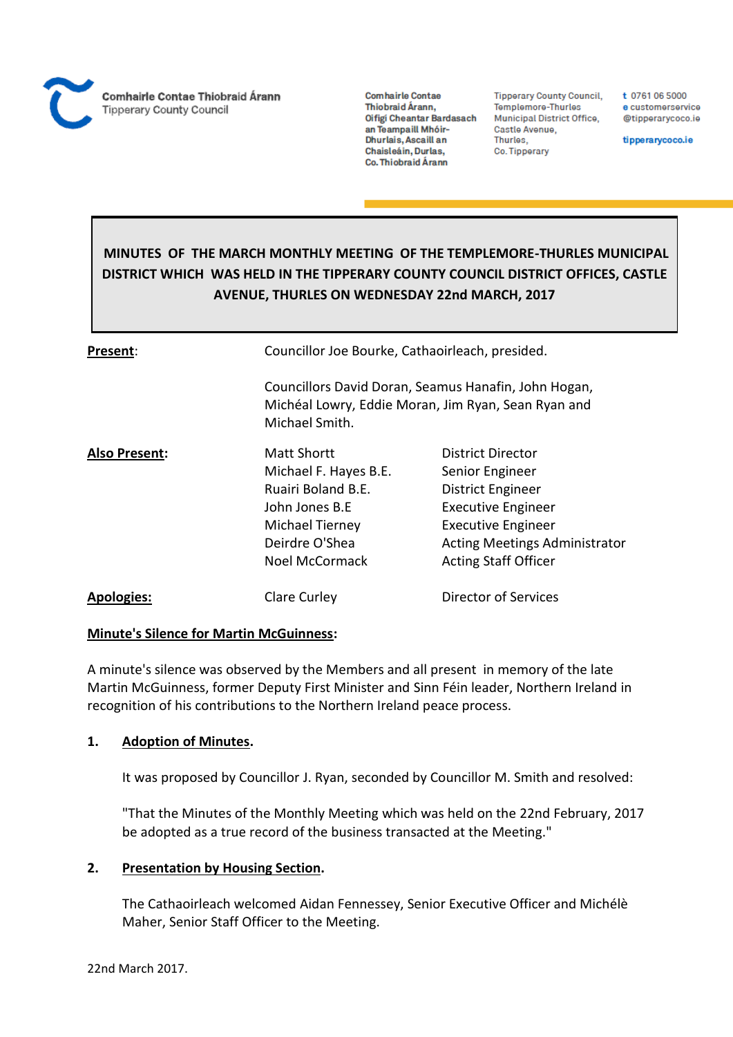Comhairle Contae Thiobraid Árann
Tipperary County Council

Comhairle Contae Thiobraid Árann, Oifigí Cheantar Bardasach an Teampaill Mhóir-Dhurlais, Ascaill an Chaisleáin, Durlas, Co. Thiobraid Árann

Tipperary County Council, Templemore-Thurles Municipal District Office, Castle Avenue, Thurles, Co. Tipperary

t 0761 06 5000
e customerservice@tipperarycoco.ie
tipperarycoco.ie

# MINUTES OF THE MARCH MONTHLY MEETING OF THE TEMPLEMORE-THURLES MUNICIPAL DISTRICT WHICH WAS HELD IN THE TIPPERARY COUNTY COUNCIL DISTRICT OFFICES, CASTLE AVENUE, THURLES ON WEDNESDAY 22nd MARCH, 2017

**Present**: Councillor Joe Bourke, Cathaoirleach, presided.

Councillors David Doran, Seamus Hanafin, John Hogan, Michéal Lowry, Eddie Moran, Jim Ryan, Sean Ryan and Michael Smith.

**Also Present:**

| | |
|---|---|
| Matt Shortt | District Director |
| Michael F. Hayes B.E. | Senior Engineer |
| Ruairi Boland B.E. | District Engineer |
| John Jones B.E | Executive Engineer |
| Michael Tierney | Executive Engineer |
| Deirdre O'Shea | Acting Meetings Administrator |
| Noel McCormack | Acting Staff Officer |

**Apologies:** Clare Curley — Director of Services

**Minute's Silence for Martin McGuinness:**

A minute's silence was observed by the Members and all present in memory of the late Martin McGuinness, former Deputy First Minister and Sinn Féin leader, Northern Ireland in recognition of his contributions to the Northern Ireland peace process.

## 1. Adoption of Minutes.

It was proposed by Councillor J. Ryan, seconded by Councillor M. Smith and resolved:

"That the Minutes of the Monthly Meeting which was held on the 22nd February, 2017 be adopted as a true record of the business transacted at the Meeting."

## 2. Presentation by Housing Section.

The Cathaoirleach welcomed Aidan Fennessey, Senior Executive Officer and Michélè Maher, Senior Staff Officer to the Meeting.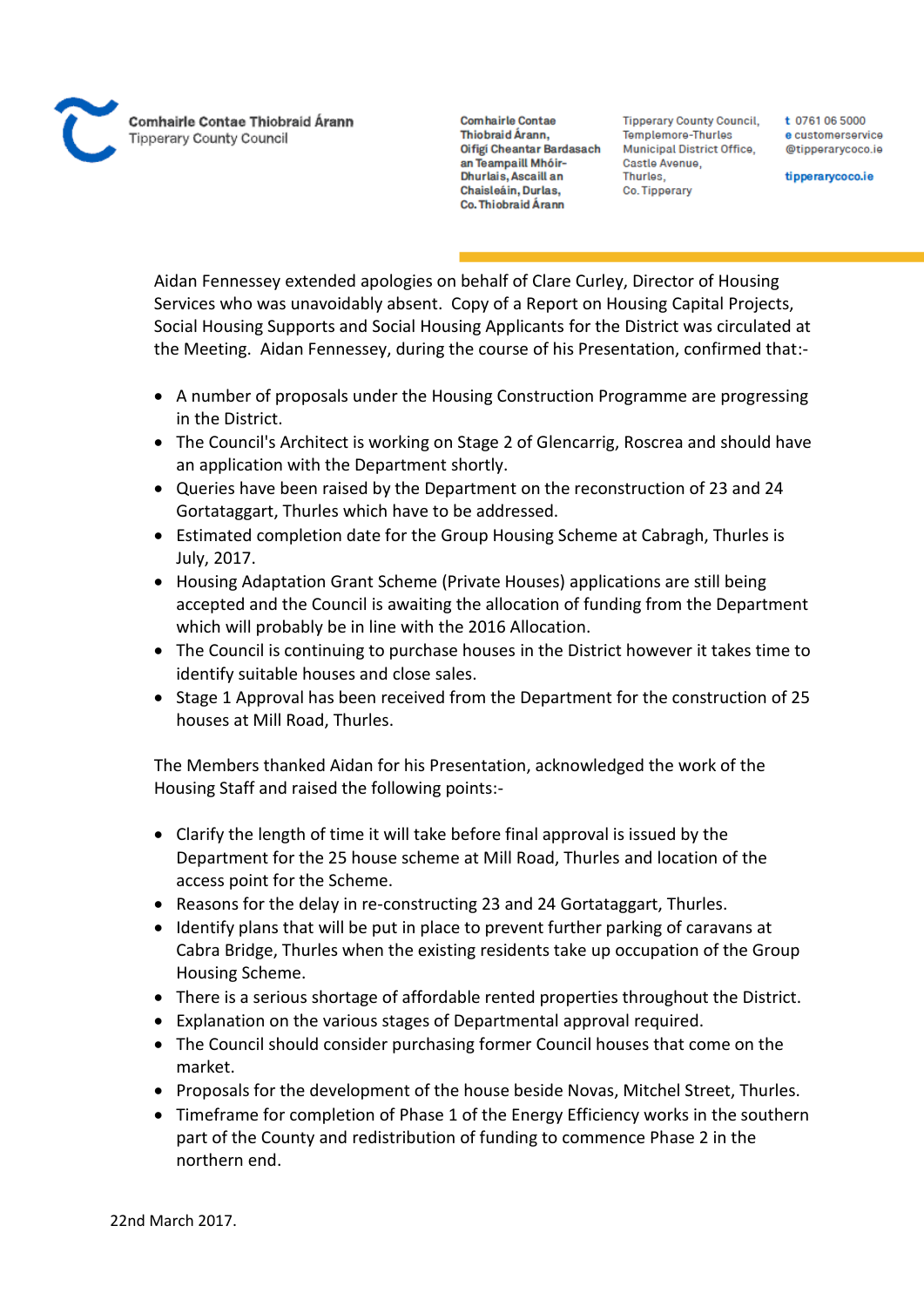Aidan Fennessey extended apologies on behalf of Clare Curley, Director of Housing Services who was unavoidably absent. Copy of a Report on Housing Capital Projects, Social Housing Supports and Social Housing Applicants for the District was circulated at the Meeting. Aidan Fennessey, during the course of his Presentation, confirmed that:-

- A number of proposals under the Housing Construction Programme are progressing in the District.
- The Council's Architect is working on Stage 2 of Glencarrig, Roscrea and should have an application with the Department shortly.
- Queries have been raised by the Department on the reconstruction of 23 and 24 Gortataggart, Thurles which have to be addressed.
- Estimated completion date for the Group Housing Scheme at Cabragh, Thurles is July, 2017.
- Housing Adaptation Grant Scheme (Private Houses) applications are still being accepted and the Council is awaiting the allocation of funding from the Department which will probably be in line with the 2016 Allocation.
- The Council is continuing to purchase houses in the District however it takes time to identify suitable houses and close sales.
- Stage 1 Approval has been received from the Department for the construction of 25 houses at Mill Road, Thurles.

The Members thanked Aidan for his Presentation, acknowledged the work of the Housing Staff and raised the following points:-

- Clarify the length of time it will take before final approval is issued by the Department for the 25 house scheme at Mill Road, Thurles and location of the access point for the Scheme.
- Reasons for the delay in re-constructing 23 and 24 Gortataggart, Thurles.
- Identify plans that will be put in place to prevent further parking of caravans at Cabra Bridge, Thurles when the existing residents take up occupation of the Group Housing Scheme.
- There is a serious shortage of affordable rented properties throughout the District.
- Explanation on the various stages of Departmental approval required.
- The Council should consider purchasing former Council houses that come on the market.
- Proposals for the development of the house beside Novas, Mitchel Street, Thurles.
- Timeframe for completion of Phase 1 of the Energy Efficiency works in the southern part of the County and redistribution of funding to commence Phase 2 in the northern end.

22nd March 2017.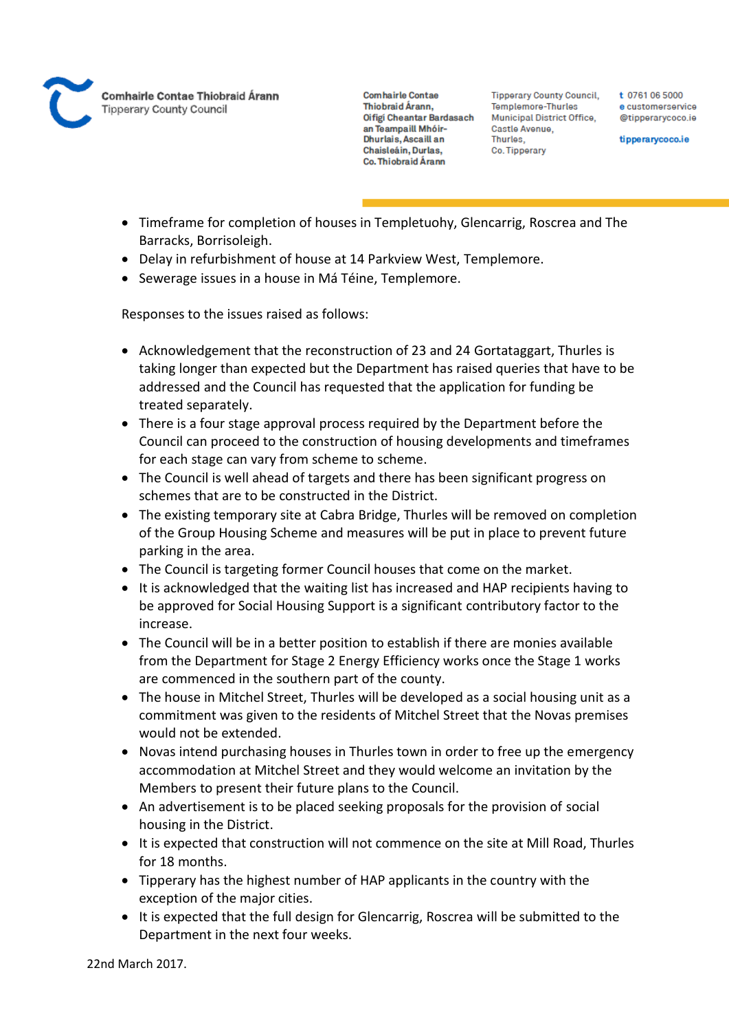- Timeframe for completion of houses in Templetuohy, Glencarrig, Roscrea and The Barracks, Borrisoleigh.
- Delay in refurbishment of house at 14 Parkview West, Templemore.
- Sewerage issues in a house in Má Téine, Templemore.

Responses to the issues raised as follows:

- Acknowledgement that the reconstruction of 23 and 24 Gortataggart, Thurles is taking longer than expected but the Department has raised queries that have to be addressed and the Council has requested that the application for funding be treated separately.
- There is a four stage approval process required by the Department before the Council can proceed to the construction of housing developments and timeframes for each stage can vary from scheme to scheme.
- The Council is well ahead of targets and there has been significant progress on schemes that are to be constructed in the District.
- The existing temporary site at Cabra Bridge, Thurles will be removed on completion of the Group Housing Scheme and measures will be put in place to prevent future parking in the area.
- The Council is targeting former Council houses that come on the market.
- It is acknowledged that the waiting list has increased and HAP recipients having to be approved for Social Housing Support is a significant contributory factor to the increase.
- The Council will be in a better position to establish if there are monies available from the Department for Stage 2 Energy Efficiency works once the Stage 1 works are commenced in the southern part of the county.
- The house in Mitchel Street, Thurles will be developed as a social housing unit as a commitment was given to the residents of Mitchel Street that the Novas premises would not be extended.
- Novas intend purchasing houses in Thurles town in order to free up the emergency accommodation at Mitchel Street and they would welcome an invitation by the Members to present their future plans to the Council.
- An advertisement is to be placed seeking proposals for the provision of social housing in the District.
- It is expected that construction will not commence on the site at Mill Road, Thurles for 18 months.
- Tipperary has the highest number of HAP applicants in the country with the exception of the major cities.
- It is expected that the full design for Glencarrig, Roscrea will be submitted to the Department in the next four weeks.

22nd March 2017.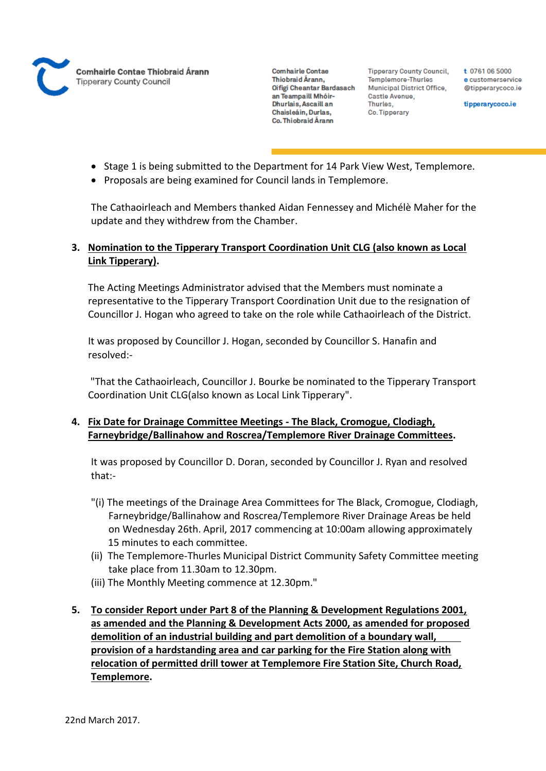- Stage 1 is being submitted to the Department for 14 Park View West, Templemore.
- Proposals are being examined for Council lands in Templemore.

The Cathaoirleach and Members thanked Aidan Fennessey and Michélè Maher for the update and they withdrew from the Chamber.

**3. <u>Nomination to the Tipperary Transport Coordination Unit CLG (also known as Local Link Tipperary)</u>.**

The Acting Meetings Administrator advised that the Members must nominate a representative to the Tipperary Transport Coordination Unit due to the resignation of Councillor J. Hogan who agreed to take on the role while Cathaoirleach of the District.

It was proposed by Councillor J. Hogan, seconded by Councillor S. Hanafin and resolved:-

"That the Cathaoirleach, Councillor J. Bourke be nominated to the Tipperary Transport Coordination Unit CLG(also known as Local Link Tipperary".

**4. <u>Fix Date for Drainage Committee Meetings - The Black, Cromogue, Clodiagh, Farneybridge/Ballinahow and Roscrea/Templemore River Drainage Committees</u>.**

It was proposed by Councillor D. Doran, seconded by Councillor J. Ryan and resolved that:-

"(i) The meetings of the Drainage Area Committees for The Black, Cromogue, Clodiagh, Farneybridge/Ballinahow and Roscrea/Templemore River Drainage Areas be held on Wednesday 26th. April, 2017 commencing at 10:00am allowing approximately 15 minutes to each committee.

(ii) The Templemore-Thurles Municipal District Community Safety Committee meeting take place from 11.30am to 12.30pm.

(iii) The Monthly Meeting commence at 12.30pm."

**5. <u>To consider Report under Part 8 of the Planning & Development Regulations 2001, as amended and the Planning & Development Acts 2000, as amended for proposed demolition of an industrial building and part demolition of a boundary wall, provision of a hardstanding area and car parking for the Fire Station along with relocation of permitted drill tower at Templemore Fire Station Site, Church Road, Templemore</u>.**

22nd March 2017.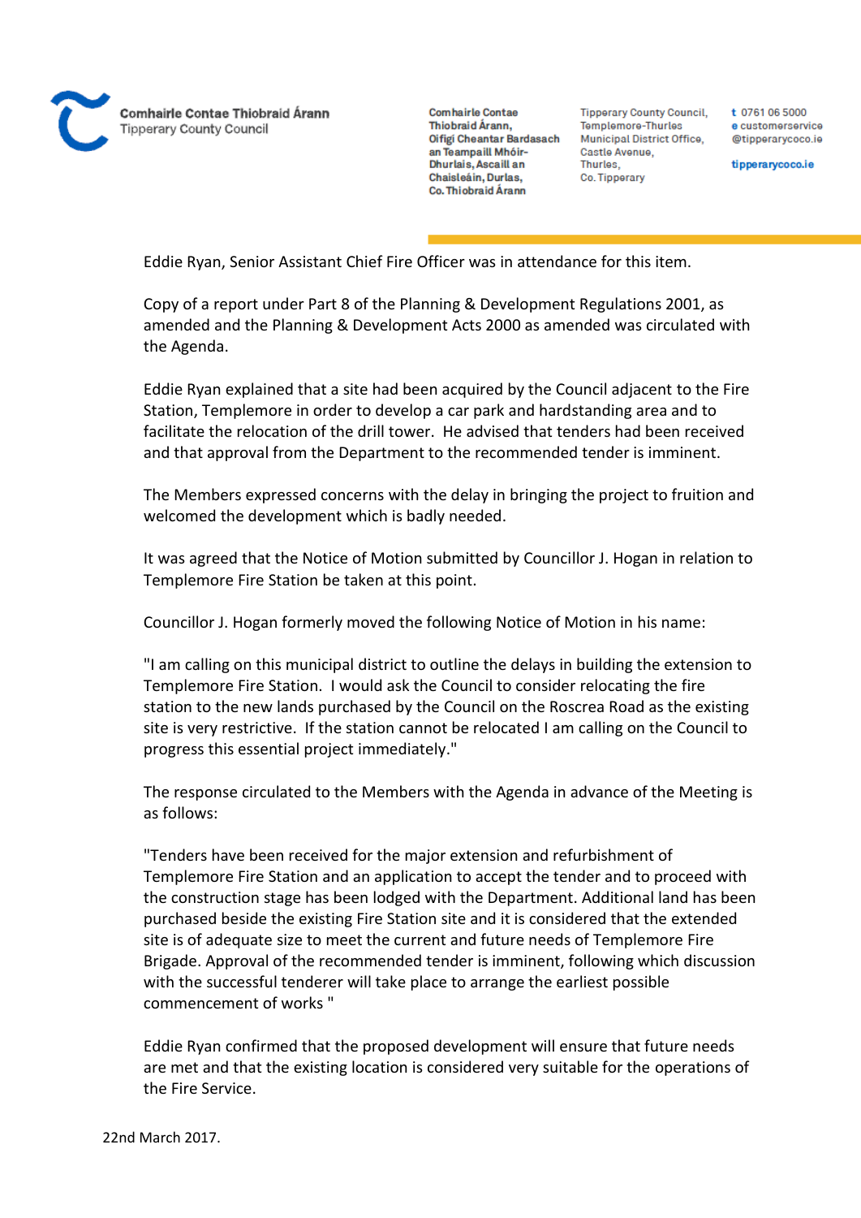Eddie Ryan, Senior Assistant Chief Fire Officer was in attendance for this item.

Copy of a report under Part 8 of the Planning & Development Regulations 2001, as amended and the Planning & Development Acts 2000 as amended was circulated with the Agenda.

Eddie Ryan explained that a site had been acquired by the Council adjacent to the Fire Station, Templemore in order to develop a car park and hardstanding area and to facilitate the relocation of the drill tower. He advised that tenders had been received and that approval from the Department to the recommended tender is imminent.

The Members expressed concerns with the delay in bringing the project to fruition and welcomed the development which is badly needed.

It was agreed that the Notice of Motion submitted by Councillor J. Hogan in relation to Templemore Fire Station be taken at this point.

Councillor J. Hogan formerly moved the following Notice of Motion in his name:

"I am calling on this municipal district to outline the delays in building the extension to Templemore Fire Station. I would ask the Council to consider relocating the fire station to the new lands purchased by the Council on the Roscrea Road as the existing site is very restrictive. If the station cannot be relocated I am calling on the Council to progress this essential project immediately."

The response circulated to the Members with the Agenda in advance of the Meeting is as follows:

"Tenders have been received for the major extension and refurbishment of Templemore Fire Station and an application to accept the tender and to proceed with the construction stage has been lodged with the Department. Additional land has been purchased beside the existing Fire Station site and it is considered that the extended site is of adequate size to meet the current and future needs of Templemore Fire Brigade. Approval of the recommended tender is imminent, following which discussion with the successful tenderer will take place to arrange the earliest possible commencement of works "

Eddie Ryan confirmed that the proposed development will ensure that future needs are met and that the existing location is considered very suitable for the operations of the Fire Service.

22nd March 2017.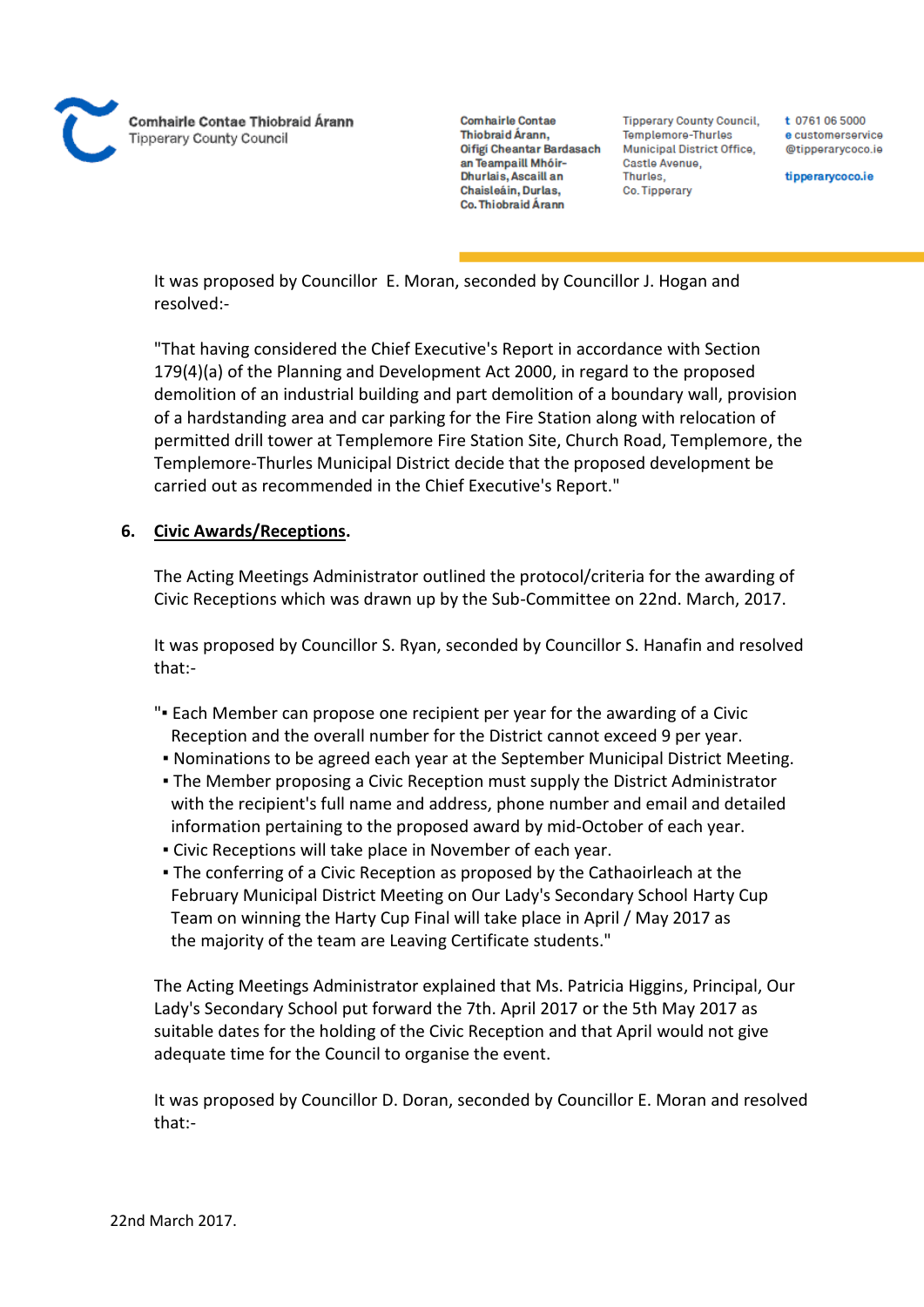It was proposed by Councillor E. Moran, seconded by Councillor J. Hogan and resolved:-

"That having considered the Chief Executive's Report in accordance with Section 179(4)(a) of the Planning and Development Act 2000, in regard to the proposed demolition of an industrial building and part demolition of a boundary wall, provision of a hardstanding area and car parking for the Fire Station along with relocation of permitted drill tower at Templemore Fire Station Site, Church Road, Templemore, the Templemore-Thurles Municipal District decide that the proposed development be carried out as recommended in the Chief Executive's Report."

**6. <u>Civic Awards/Receptions</u>.**

The Acting Meetings Administrator outlined the protocol/criteria for the awarding of Civic Receptions which was drawn up by the Sub-Committee on 22nd. March, 2017.

It was proposed by Councillor S. Ryan, seconded by Councillor S. Hanafin and resolved that:-

"▪ Each Member can propose one recipient per year for the awarding of a Civic Reception and the overall number for the District cannot exceed 9 per year.
▪ Nominations to be agreed each year at the September Municipal District Meeting.
▪ The Member proposing a Civic Reception must supply the District Administrator with the recipient's full name and address, phone number and email and detailed information pertaining to the proposed award by mid-October of each year.
▪ Civic Receptions will take place in November of each year.
▪ The conferring of a Civic Reception as proposed by the Cathaoirleach at the February Municipal District Meeting on Our Lady's Secondary School Harty Cup Team on winning the Harty Cup Final will take place in April / May 2017 as the majority of the team are Leaving Certificate students."

The Acting Meetings Administrator explained that Ms. Patricia Higgins, Principal, Our Lady's Secondary School put forward the 7th. April 2017 or the 5th May 2017 as suitable dates for the holding of the Civic Reception and that April would not give adequate time for the Council to organise the event.

It was proposed by Councillor D. Doran, seconded by Councillor E. Moran and resolved that:-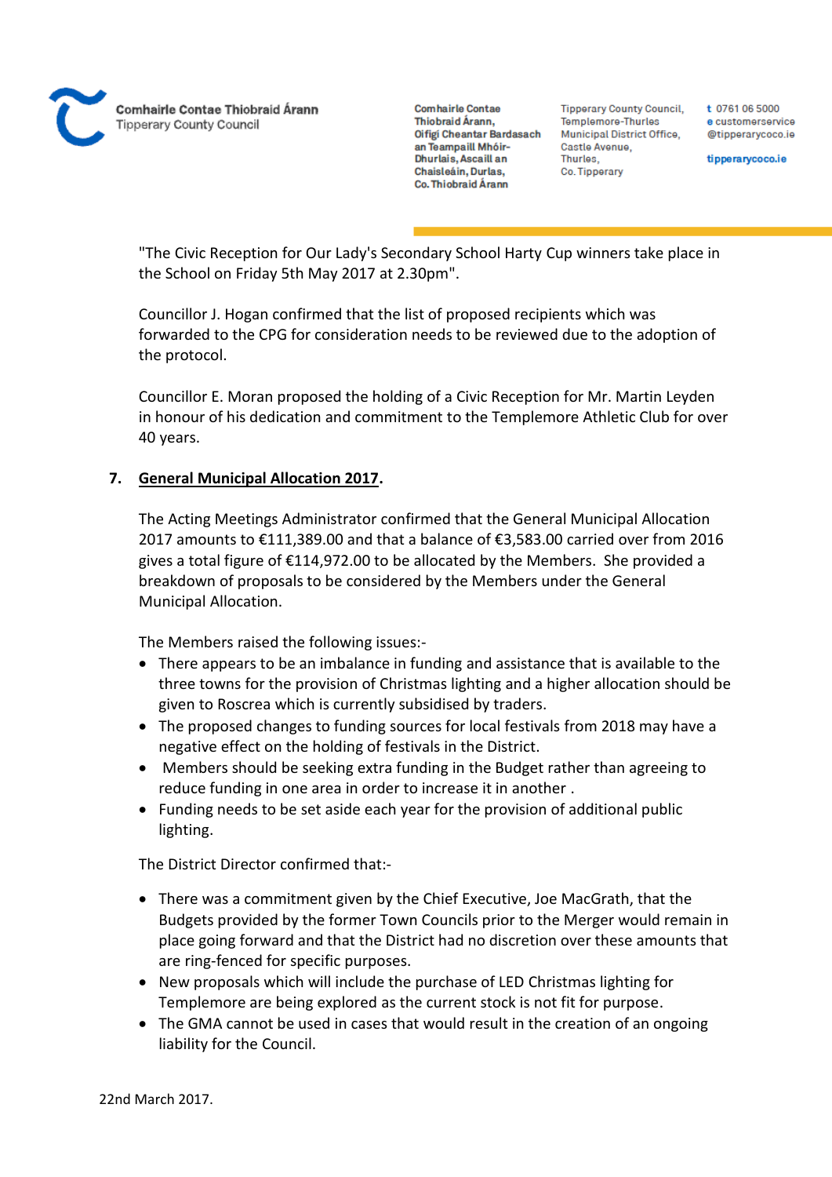"The Civic Reception for Our Lady's Secondary School Harty Cup winners take place in the School on Friday 5th May 2017 at 2.30pm".

Councillor J. Hogan confirmed that the list of proposed recipients which was forwarded to the CPG for consideration needs to be reviewed due to the adoption of the protocol.

Councillor E. Moran proposed the holding of a Civic Reception for Mr. Martin Leyden in honour of his dedication and commitment to the Templemore Athletic Club for over 40 years.

## 7. General Municipal Allocation 2017.

The Acting Meetings Administrator confirmed that the General Municipal Allocation 2017 amounts to €111,389.00 and that a balance of €3,583.00 carried over from 2016 gives a total figure of €114,972.00 to be allocated by the Members. She provided a breakdown of proposals to be considered by the Members under the General Municipal Allocation.

The Members raised the following issues:-

- There appears to be an imbalance in funding and assistance that is available to the three towns for the provision of Christmas lighting and a higher allocation should be given to Roscrea which is currently subsidised by traders.
- The proposed changes to funding sources for local festivals from 2018 may have a negative effect on the holding of festivals in the District.
- Members should be seeking extra funding in the Budget rather than agreeing to reduce funding in one area in order to increase it in another .
- Funding needs to be set aside each year for the provision of additional public lighting.

The District Director confirmed that:-

- There was a commitment given by the Chief Executive, Joe MacGrath, that the Budgets provided by the former Town Councils prior to the Merger would remain in place going forward and that the District had no discretion over these amounts that are ring-fenced for specific purposes.
- New proposals which will include the purchase of LED Christmas lighting for Templemore are being explored as the current stock is not fit for purpose.
- The GMA cannot be used in cases that would result in the creation of an ongoing liability for the Council.

22nd March 2017.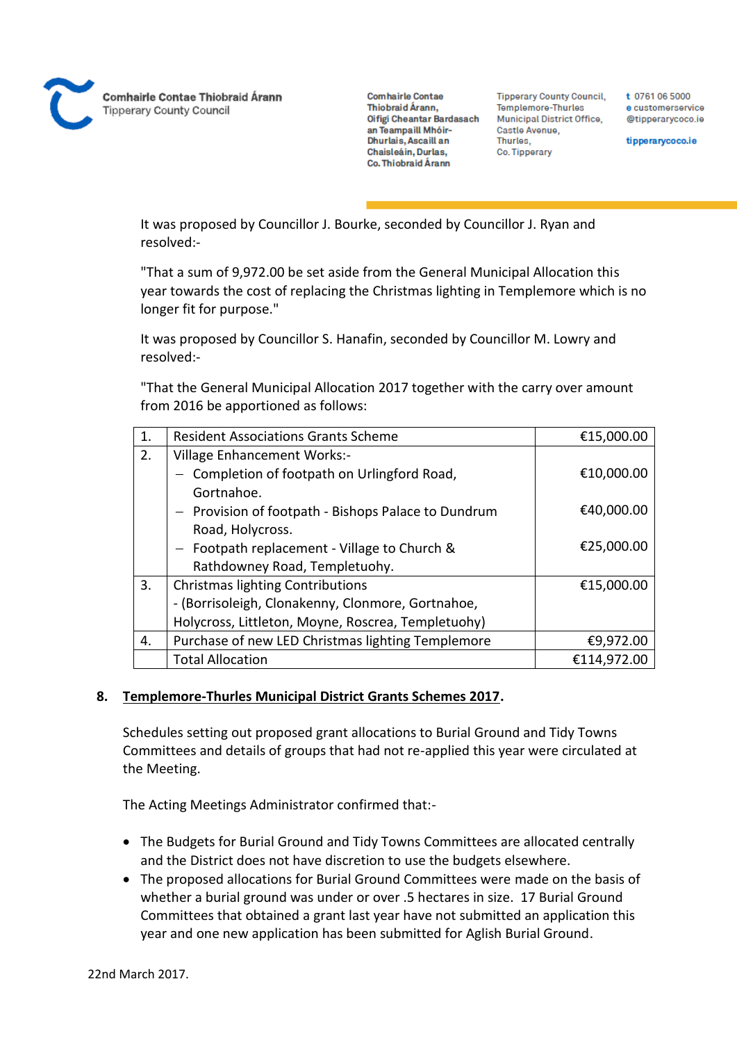It was proposed by Councillor J. Bourke, seconded by Councillor J. Ryan and resolved:-

"That a sum of 9,972.00 be set aside from the General Municipal Allocation this year towards the cost of replacing the Christmas lighting in Templemore which is no longer fit for purpose."

It was proposed by Councillor S. Hanafin, seconded by Councillor M. Lowry and resolved:-

"That the General Municipal Allocation 2017 together with the carry over amount from 2016 be apportioned as follows:

| | | |
|---|---|---|
| 1. | Resident Associations Grants Scheme | €15,000.00 |
| 2. | Village Enhancement Works:-<br>– Completion of footpath on Urlingford Road, Gortnahoe.<br>– Provision of footpath - Bishops Palace to Dundrum Road, Holycross.<br>– Footpath replacement - Village to Church & Rathdowney Road, Templetuohy. | <br>€10,000.00<br><br>€40,000.00<br><br>€25,000.00 |
| 3. | Christmas lighting Contributions<br>- (Borrisoleigh, Clonakenny, Clonmore, Gortnahoe, Holycross, Littleton, Moyne, Roscrea, Templetuohy) | €15,000.00 |
| 4. | Purchase of new LED Christmas lighting Templemore | €9,972.00 |
| | Total Allocation | €114,972.00 |

## 8. Templemore-Thurles Municipal District Grants Schemes 2017.

Schedules setting out proposed grant allocations to Burial Ground and Tidy Towns Committees and details of groups that had not re-applied this year were circulated at the Meeting.

The Acting Meetings Administrator confirmed that:-

- The Budgets for Burial Ground and Tidy Towns Committees are allocated centrally and the District does not have discretion to use the budgets elsewhere.
- The proposed allocations for Burial Ground Committees were made on the basis of whether a burial ground was under or over .5 hectares in size. 17 Burial Ground Committees that obtained a grant last year have not submitted an application this year and one new application has been submitted for Aglish Burial Ground.

22nd March 2017.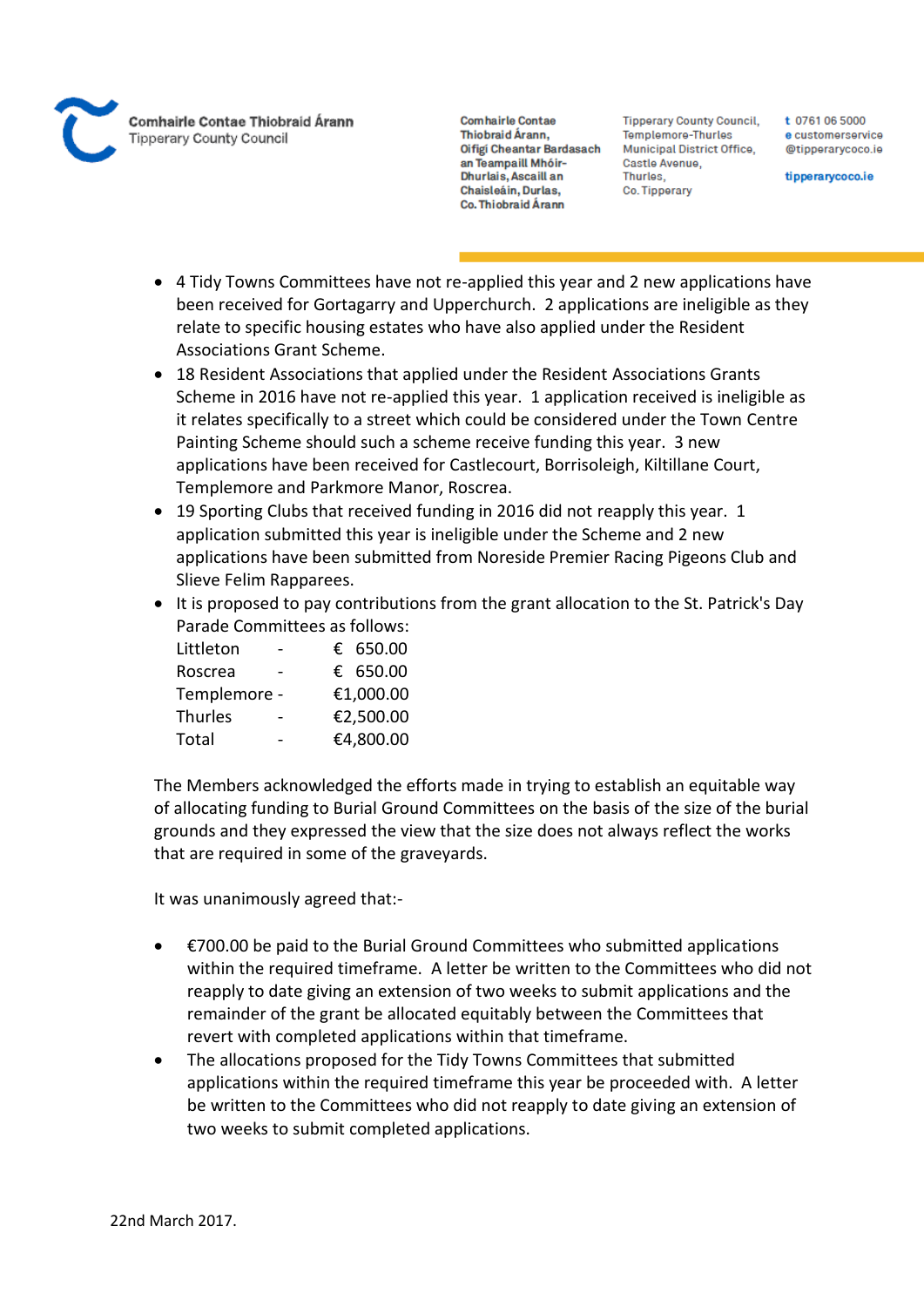- 4 Tidy Towns Committees have not re-applied this year and 2 new applications have been received for Gortagarry and Upperchurch. 2 applications are ineligible as they relate to specific housing estates who have also applied under the Resident Associations Grant Scheme.
- 18 Resident Associations that applied under the Resident Associations Grants Scheme in 2016 have not re-applied this year. 1 application received is ineligible as it relates specifically to a street which could be considered under the Town Centre Painting Scheme should such a scheme receive funding this year. 3 new applications have been received for Castlecourt, Borrisoleigh, Kiltillane Court, Templemore and Parkmore Manor, Roscrea.
- 19 Sporting Clubs that received funding in 2016 did not reapply this year. 1 application submitted this year is ineligible under the Scheme and 2 new applications have been submitted from Noreside Premier Racing Pigeons Club and Slieve Felim Rapparees.
- It is proposed to pay contributions from the grant allocation to the St. Patrick's Day Parade Committees as follows:

| | | |
|---|---|---|
| Littleton | - | € 650.00 |
| Roscrea | - | € 650.00 |
| Templemore | - | €1,000.00 |
| Thurles | - | €2,500.00 |
| Total | - | €4,800.00 |

The Members acknowledged the efforts made in trying to establish an equitable way of allocating funding to Burial Ground Committees on the basis of the size of the burial grounds and they expressed the view that the size does not always reflect the works that are required in some of the graveyards.

It was unanimously agreed that:-

- €700.00 be paid to the Burial Ground Committees who submitted applications within the required timeframe. A letter be written to the Committees who did not reapply to date giving an extension of two weeks to submit applications and the remainder of the grant be allocated equitably between the Committees that revert with completed applications within that timeframe.
- The allocations proposed for the Tidy Towns Committees that submitted applications within the required timeframe this year be proceeded with. A letter be written to the Committees who did not reapply to date giving an extension of two weeks to submit completed applications.

22nd March 2017.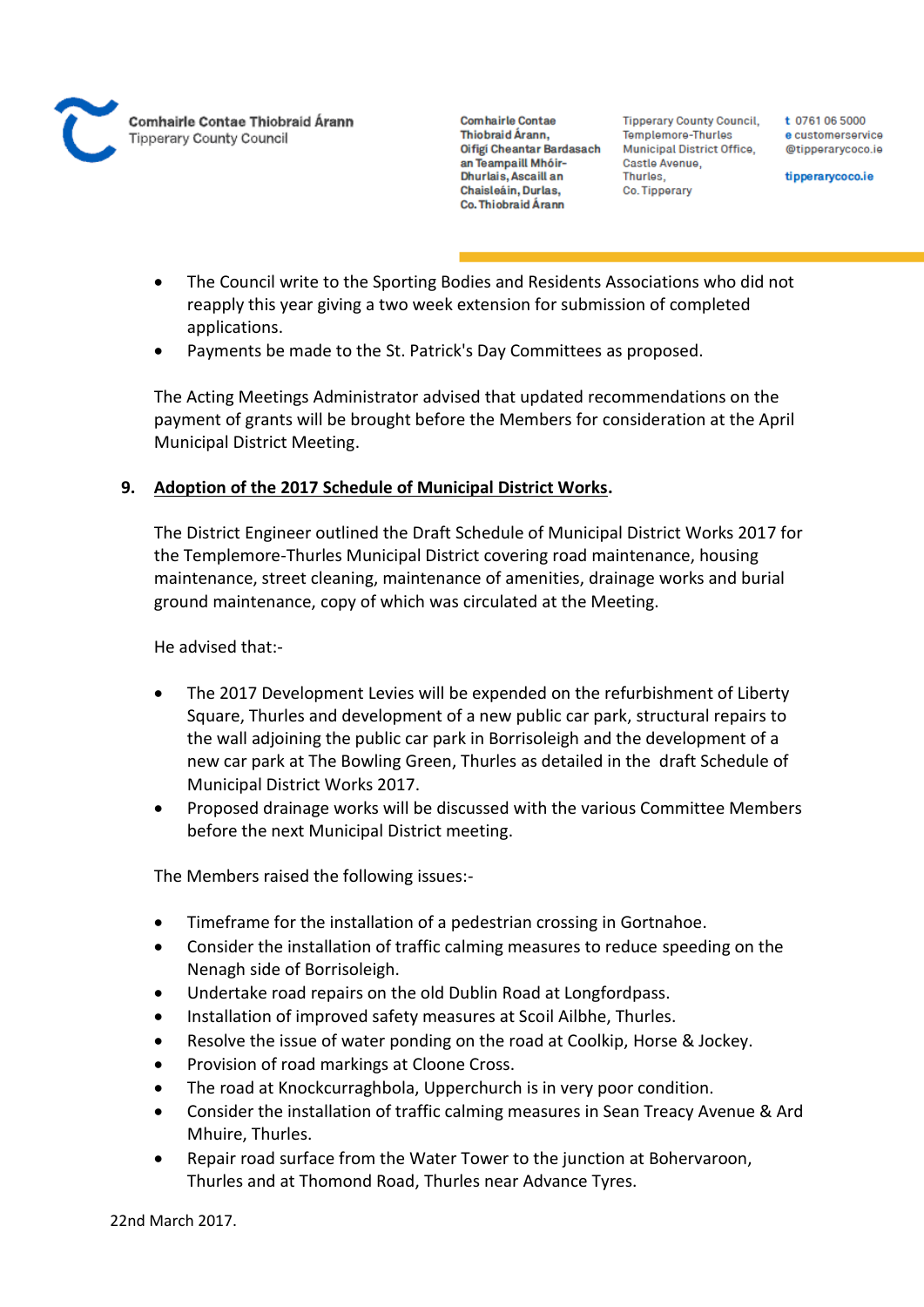- The Council write to the Sporting Bodies and Residents Associations who did not reapply this year giving a two week extension for submission of completed applications.
- Payments be made to the St. Patrick's Day Committees as proposed.

The Acting Meetings Administrator advised that updated recommendations on the payment of grants will be brought before the Members for consideration at the April Municipal District Meeting.

**9. Adoption of the 2017 Schedule of Municipal District Works.**

The District Engineer outlined the Draft Schedule of Municipal District Works 2017 for the Templemore-Thurles Municipal District covering road maintenance, housing maintenance, street cleaning, maintenance of amenities, drainage works and burial ground maintenance, copy of which was circulated at the Meeting.

He advised that:-

- The 2017 Development Levies will be expended on the refurbishment of Liberty Square, Thurles and development of a new public car park, structural repairs to the wall adjoining the public car park in Borrisoleigh and the development of a new car park at The Bowling Green, Thurles as detailed in the draft Schedule of Municipal District Works 2017.
- Proposed drainage works will be discussed with the various Committee Members before the next Municipal District meeting.

The Members raised the following issues:-

- Timeframe for the installation of a pedestrian crossing in Gortnahoe.
- Consider the installation of traffic calming measures to reduce speeding on the Nenagh side of Borrisoleigh.
- Undertake road repairs on the old Dublin Road at Longfordpass.
- Installation of improved safety measures at Scoil Ailbhe, Thurles.
- Resolve the issue of water ponding on the road at Coolkip, Horse & Jockey.
- Provision of road markings at Cloone Cross.
- The road at Knockcurraghbola, Upperchurch is in very poor condition.
- Consider the installation of traffic calming measures in Sean Treacy Avenue & Ard Mhuire, Thurles.
- Repair road surface from the Water Tower to the junction at Bohervaroon, Thurles and at Thomond Road, Thurles near Advance Tyres.

22nd March 2017.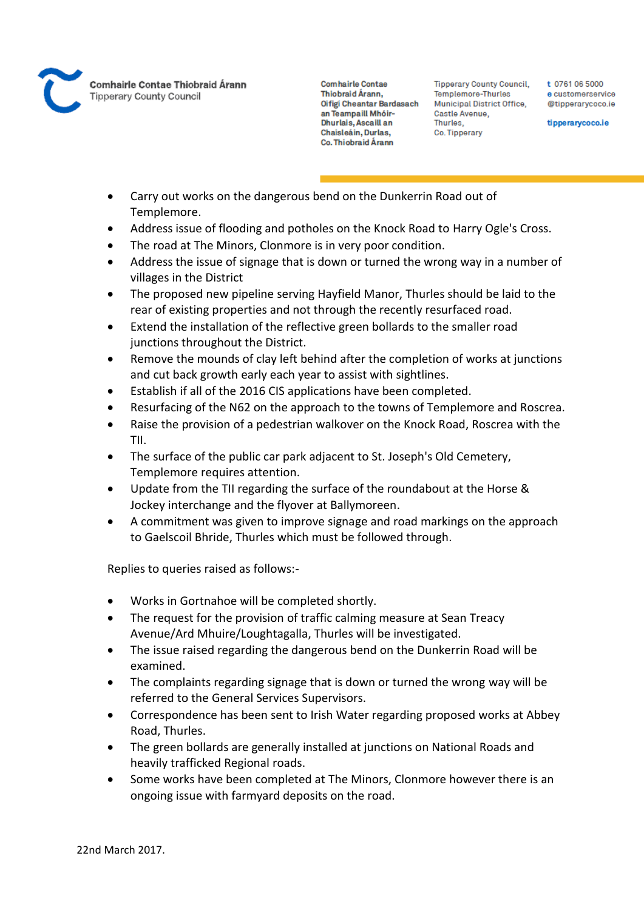- Carry out works on the dangerous bend on the Dunkerrin Road out of Templemore.
- Address issue of flooding and potholes on the Knock Road to Harry Ogle's Cross.
- The road at The Minors, Clonmore is in very poor condition.
- Address the issue of signage that is down or turned the wrong way in a number of villages in the District
- The proposed new pipeline serving Hayfield Manor, Thurles should be laid to the rear of existing properties and not through the recently resurfaced road.
- Extend the installation of the reflective green bollards to the smaller road junctions throughout the District.
- Remove the mounds of clay left behind after the completion of works at junctions and cut back growth early each year to assist with sightlines.
- Establish if all of the 2016 CIS applications have been completed.
- Resurfacing of the N62 on the approach to the towns of Templemore and Roscrea.
- Raise the provision of a pedestrian walkover on the Knock Road, Roscrea with the TII.
- The surface of the public car park adjacent to St. Joseph's Old Cemetery, Templemore requires attention.
- Update from the TII regarding the surface of the roundabout at the Horse & Jockey interchange and the flyover at Ballymoreen.
- A commitment was given to improve signage and road markings on the approach to Gaelscoil Bhride, Thurles which must be followed through.

Replies to queries raised as follows:-

- Works in Gortnahoe will be completed shortly.
- The request for the provision of traffic calming measure at Sean Treacy Avenue/Ard Mhuire/Loughtagalla, Thurles will be investigated.
- The issue raised regarding the dangerous bend on the Dunkerrin Road will be examined.
- The complaints regarding signage that is down or turned the wrong way will be referred to the General Services Supervisors.
- Correspondence has been sent to Irish Water regarding proposed works at Abbey Road, Thurles.
- The green bollards are generally installed at junctions on National Roads and heavily trafficked Regional roads.
- Some works have been completed at The Minors, Clonmore however there is an ongoing issue with farmyard deposits on the road.

22nd March 2017.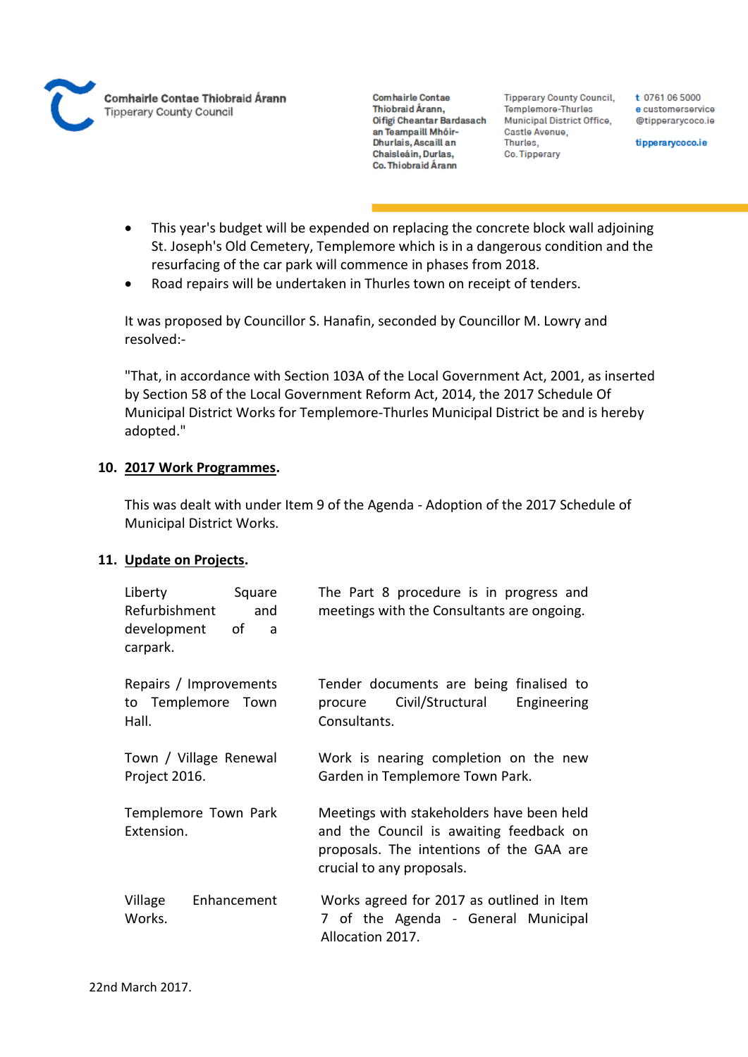- This year's budget will be expended on replacing the concrete block wall adjoining St. Joseph's Old Cemetery, Templemore which is in a dangerous condition and the resurfacing of the car park will commence in phases from 2018.
- Road repairs will be undertaken in Thurles town on receipt of tenders.

It was proposed by Councillor S. Hanafin, seconded by Councillor M. Lowry and resolved:-

"That, in accordance with Section 103A of the Local Government Act, 2001, as inserted by Section 58 of the Local Government Reform Act, 2014, the 2017 Schedule Of Municipal District Works for Templemore-Thurles Municipal District be and is hereby adopted."

**10. <u>2017 Work Programmes</u>.**

This was dealt with under Item 9 of the Agenda - Adoption of the 2017 Schedule of Municipal District Works.

**11. <u>Update on Projects</u>.**

| | |
|---|---|
| Liberty Square Refurbishment and development of a carpark. | The Part 8 procedure is in progress and meetings with the Consultants are ongoing. |
| Repairs / Improvements to Templemore Town Hall. | Tender documents are being finalised to procure Civil/Structural Engineering Consultants. |
| Town / Village Renewal Project 2016. | Work is nearing completion on the new Garden in Templemore Town Park. |
| Templemore Town Park Extension. | Meetings with stakeholders have been held and the Council is awaiting feedback on proposals. The intentions of the GAA are crucial to any proposals. |
| Village Enhancement Works. | Works agreed for 2017 as outlined in Item 7 of the Agenda - General Municipal Allocation 2017. |

22nd March 2017.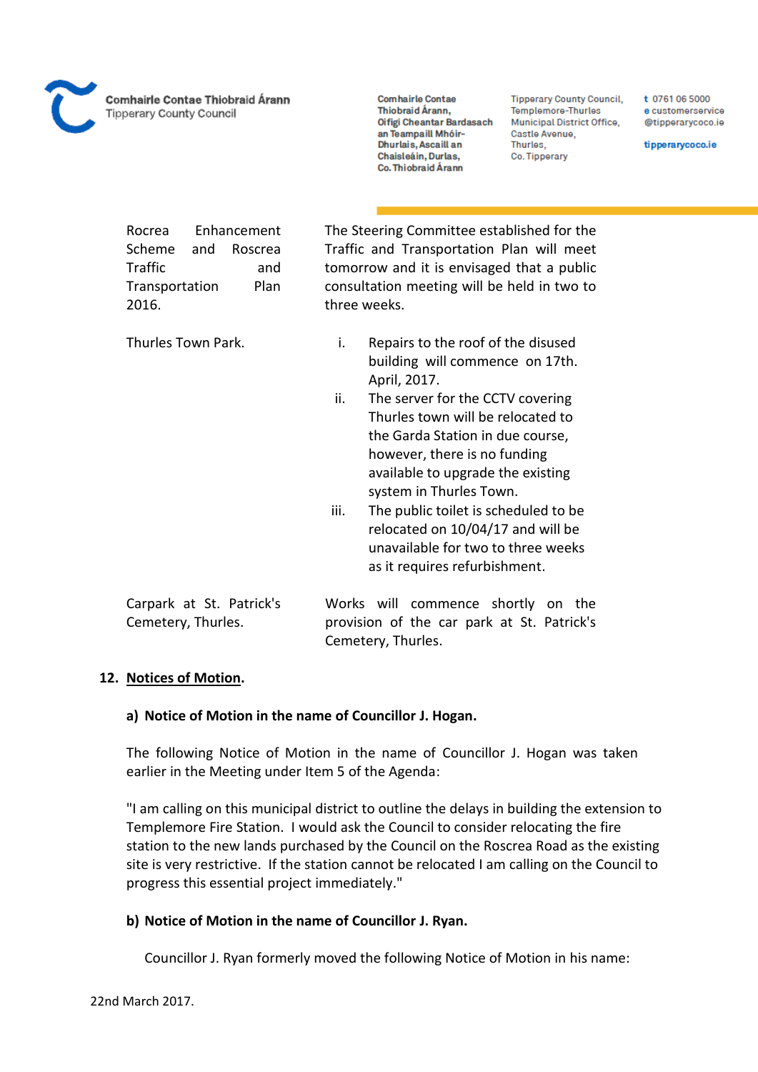| | |
|---|---|
| Rocrea Enhancement Scheme and Roscrea Traffic and Transportation Plan 2016. | The Steering Committee established for the Traffic and Transportation Plan will meet tomorrow and it is envisaged that a public consultation meeting will be held in two to three weeks. |
| Thurles Town Park. | i. Repairs to the roof of the disused building will commence on 17th. April, 2017.<br>ii. The server for the CCTV covering Thurles town will be relocated to the Garda Station in due course, however, there is no funding available to upgrade the existing system in Thurles Town.<br>iii. The public toilet is scheduled to be relocated on 10/04/17 and will be unavailable for two to three weeks as it requires refurbishment. |
| Carpark at St. Patrick's Cemetery, Thurles. | Works will commence shortly on the provision of the car park at St. Patrick's Cemetery, Thurles. |

**12. Notices of Motion.**

**a) Notice of Motion in the name of Councillor J. Hogan.**

The following Notice of Motion in the name of Councillor J. Hogan was taken earlier in the Meeting under Item 5 of the Agenda:

"I am calling on this municipal district to outline the delays in building the extension to Templemore Fire Station. I would ask the Council to consider relocating the fire station to the new lands purchased by the Council on the Roscrea Road as the existing site is very restrictive. If the station cannot be relocated I am calling on the Council to progress this essential project immediately."

**b) Notice of Motion in the name of Councillor J. Ryan.**

Councillor J. Ryan formerly moved the following Notice of Motion in his name: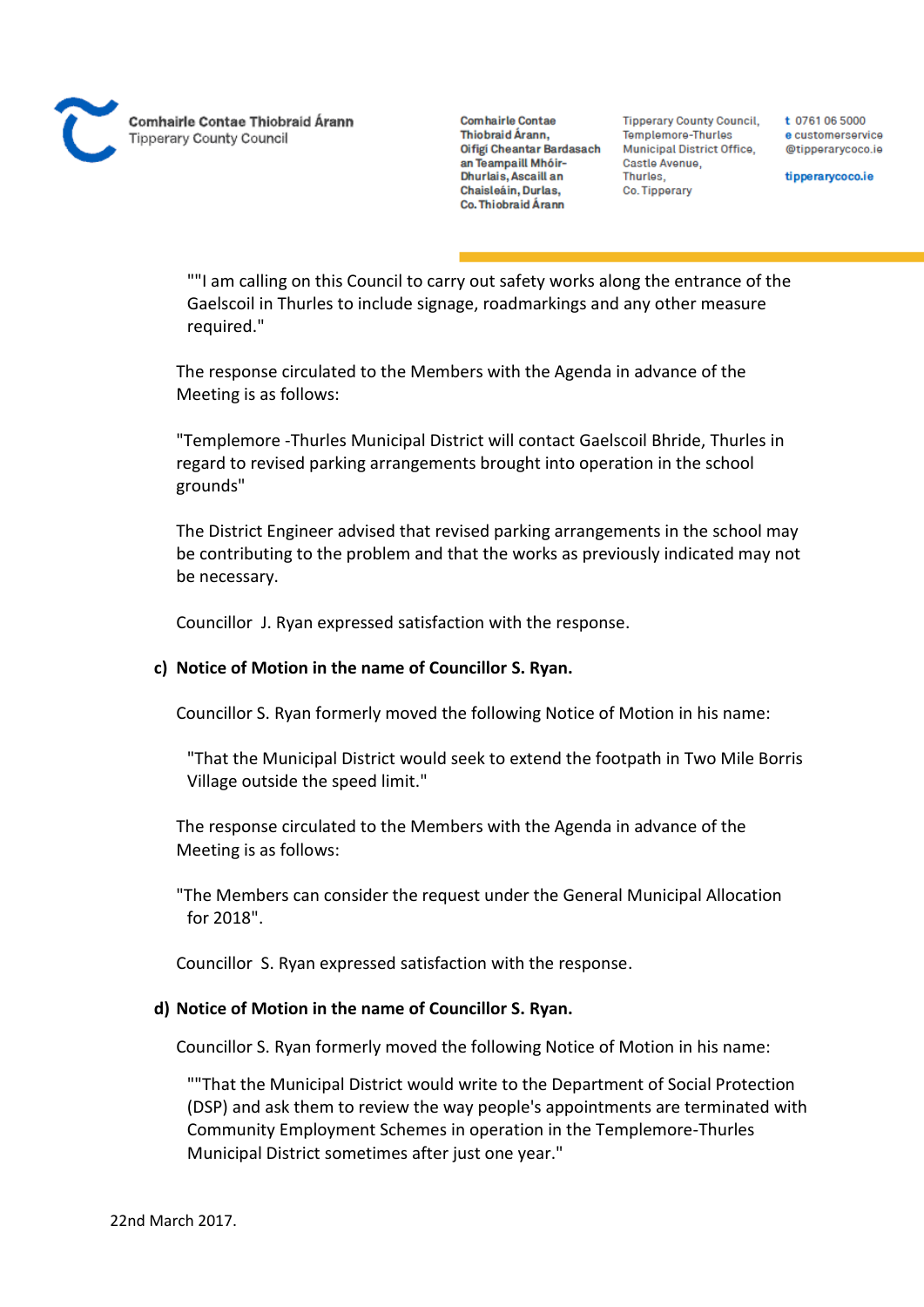""I am calling on this Council to carry out safety works along the entrance of the Gaelscoil in Thurles to include signage, roadmarkings and any other measure required."

The response circulated to the Members with the Agenda in advance of the Meeting is as follows:

"Templemore -Thurles Municipal District will contact Gaelscoil Bhride, Thurles in regard to revised parking arrangements brought into operation in the school grounds"

The District Engineer advised that revised parking arrangements in the school may be contributing to the problem and that the works as previously indicated may not be necessary.

Councillor J. Ryan expressed satisfaction with the response.

**c) Notice of Motion in the name of Councillor S. Ryan.**

Councillor S. Ryan formerly moved the following Notice of Motion in his name:

"That the Municipal District would seek to extend the footpath in Two Mile Borris Village outside the speed limit."

The response circulated to the Members with the Agenda in advance of the Meeting is as follows:

"The Members can consider the request under the General Municipal Allocation for 2018".

Councillor S. Ryan expressed satisfaction with the response.

**d) Notice of Motion in the name of Councillor S. Ryan.**

Councillor S. Ryan formerly moved the following Notice of Motion in his name:

""That the Municipal District would write to the Department of Social Protection (DSP) and ask them to review the way people's appointments are terminated with Community Employment Schemes in operation in the Templemore-Thurles Municipal District sometimes after just one year."

22nd March 2017.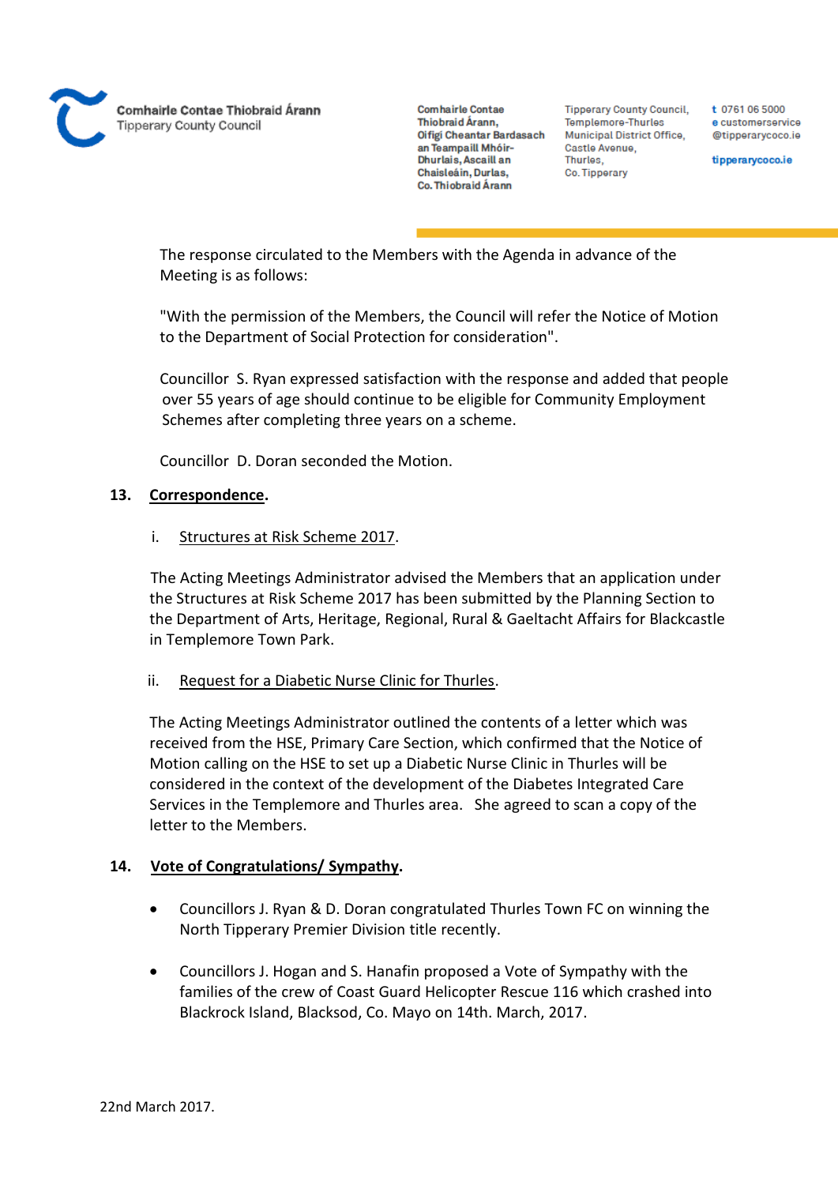The response circulated to the Members with the Agenda in advance of the Meeting is as follows:

"With the permission of the Members, the Council will refer the Notice of Motion to the Department of Social Protection for consideration".

Councillor S. Ryan expressed satisfaction with the response and added that people over 55 years of age should continue to be eligible for Community Employment Schemes after completing three years on a scheme.

Councillor D. Doran seconded the Motion.

**13. Correspondence.**

i. Structures at Risk Scheme 2017.

The Acting Meetings Administrator advised the Members that an application under the Structures at Risk Scheme 2017 has been submitted by the Planning Section to the Department of Arts, Heritage, Regional, Rural & Gaeltacht Affairs for Blackcastle in Templemore Town Park.

ii. Request for a Diabetic Nurse Clinic for Thurles.

The Acting Meetings Administrator outlined the contents of a letter which was received from the HSE, Primary Care Section, which confirmed that the Notice of Motion calling on the HSE to set up a Diabetic Nurse Clinic in Thurles will be considered in the context of the development of the Diabetes Integrated Care Services in the Templemore and Thurles area. She agreed to scan a copy of the letter to the Members.

**14. Vote of Congratulations/ Sympathy.**

- Councillors J. Ryan & D. Doran congratulated Thurles Town FC on winning the North Tipperary Premier Division title recently.
- Councillors J. Hogan and S. Hanafin proposed a Vote of Sympathy with the families of the crew of Coast Guard Helicopter Rescue 116 which crashed into Blackrock Island, Blacksod, Co. Mayo on 14th. March, 2017.

22nd March 2017.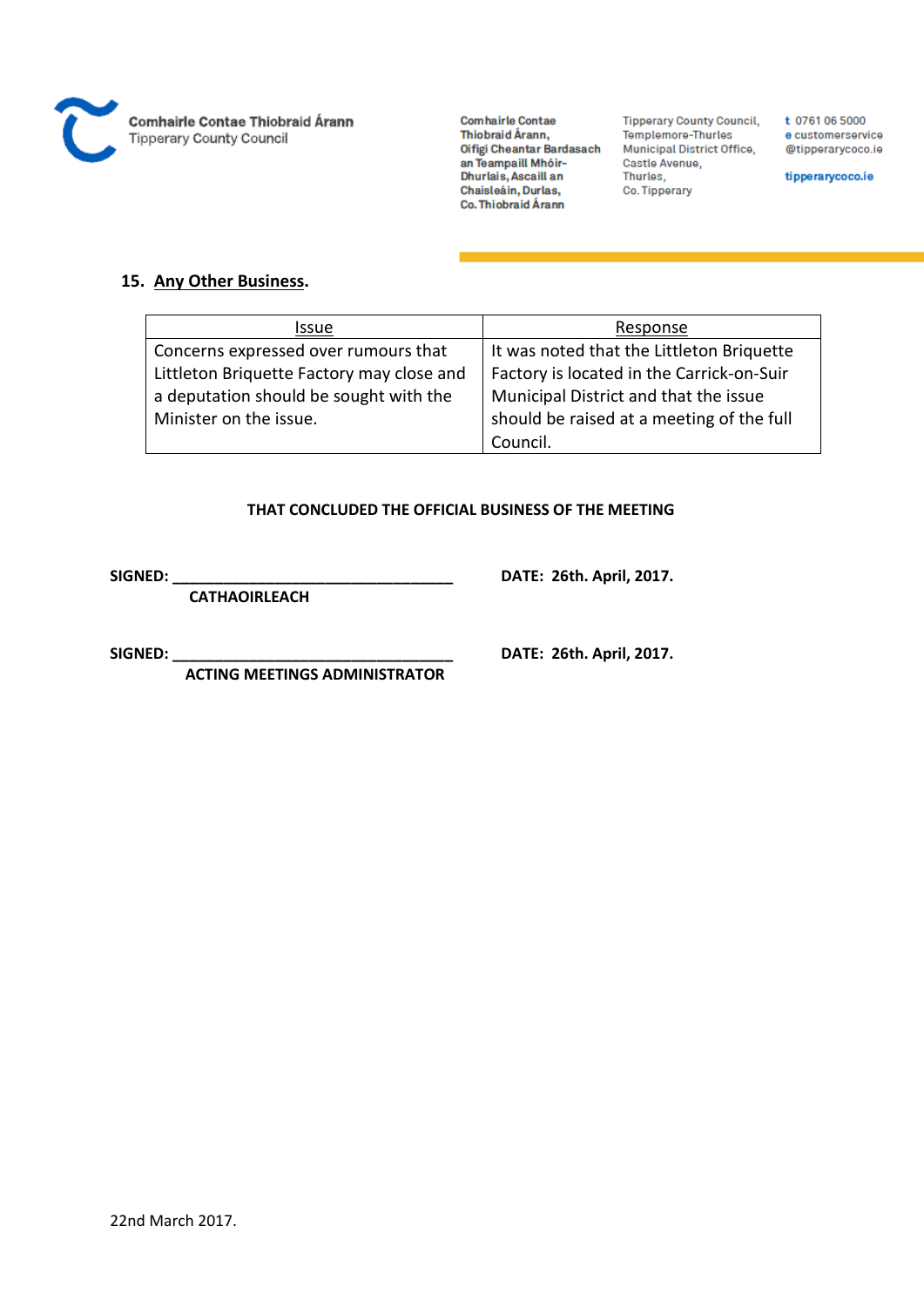### 15. Any Other Business.

| Issue | Response |
| --- | --- |
| Concerns expressed over rumours that Littleton Briquette Factory may close and a deputation should be sought with the Minister on the issue. | It was noted that the Littleton Briquette Factory is located in the Carrick-on-Suir Municipal District and that the issue should be raised at a meeting of the full Council. |

**THAT CONCLUDED THE OFFICIAL BUSINESS OF THE MEETING**

**SIGNED: ________________________________** **DATE: 26th. April, 2017.**

**CATHAOIRLEACH**

**SIGNED: ________________________________** **DATE: 26th. April, 2017.**

**ACTING MEETINGS ADMINISTRATOR**

22nd March 2017.